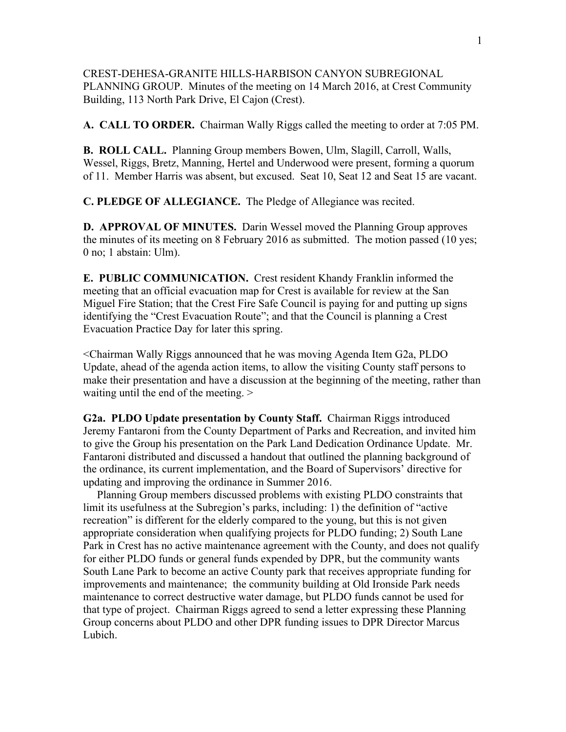CREST-DEHESA-GRANITE HILLS-HARBISON CANYON SUBREGIONAL PLANNING GROUP. Minutes of the meeting on 14 March 2016, at Crest Community Building, 113 North Park Drive, El Cajon (Crest).

**A. CALL TO ORDER.** Chairman Wally Riggs called the meeting to order at 7:05 PM.

**B. ROLL CALL.** Planning Group members Bowen, Ulm, Slagill, Carroll, Walls, Wessel, Riggs, Bretz, Manning, Hertel and Underwood were present, forming a quorum of 11. Member Harris was absent, but excused. Seat 10, Seat 12 and Seat 15 are vacant.

**C. PLEDGE OF ALLEGIANCE.** The Pledge of Allegiance was recited.

**D. APPROVAL OF MINUTES.** Darin Wessel moved the Planning Group approves the minutes of its meeting on 8 February 2016 as submitted. The motion passed (10 yes; 0 no; 1 abstain: Ulm).

**E. PUBLIC COMMUNICATION.** Crest resident Khandy Franklin informed the meeting that an official evacuation map for Crest is available for review at the San Miguel Fire Station; that the Crest Fire Safe Council is paying for and putting up signs identifying the "Crest Evacuation Route"; and that the Council is planning a Crest Evacuation Practice Day for later this spring.

<Chairman Wally Riggs announced that he was moving Agenda Item G2a, PLDO Update, ahead of the agenda action items, to allow the visiting County staff persons to make their presentation and have a discussion at the beginning of the meeting, rather than waiting until the end of the meeting. >

**G2a. PLDO Update presentation by County Staff.** Chairman Riggs introduced Jeremy Fantaroni from the County Department of Parks and Recreation, and invited him to give the Group his presentation on the Park Land Dedication Ordinance Update. Mr. Fantaroni distributed and discussed a handout that outlined the planning background of the ordinance, its current implementation, and the Board of Supervisors' directive for updating and improving the ordinance in Summer 2016.

Planning Group members discussed problems with existing PLDO constraints that limit its usefulness at the Subregion's parks, including: 1) the definition of "active recreation" is different for the elderly compared to the young, but this is not given appropriate consideration when qualifying projects for PLDO funding; 2) South Lane Park in Crest has no active maintenance agreement with the County, and does not qualify for either PLDO funds or general funds expended by DPR, but the community wants South Lane Park to become an active County park that receives appropriate funding for improvements and maintenance; the community building at Old Ironside Park needs maintenance to correct destructive water damage, but PLDO funds cannot be used for that type of project. Chairman Riggs agreed to send a letter expressing these Planning Group concerns about PLDO and other DPR funding issues to DPR Director Marcus Lubich.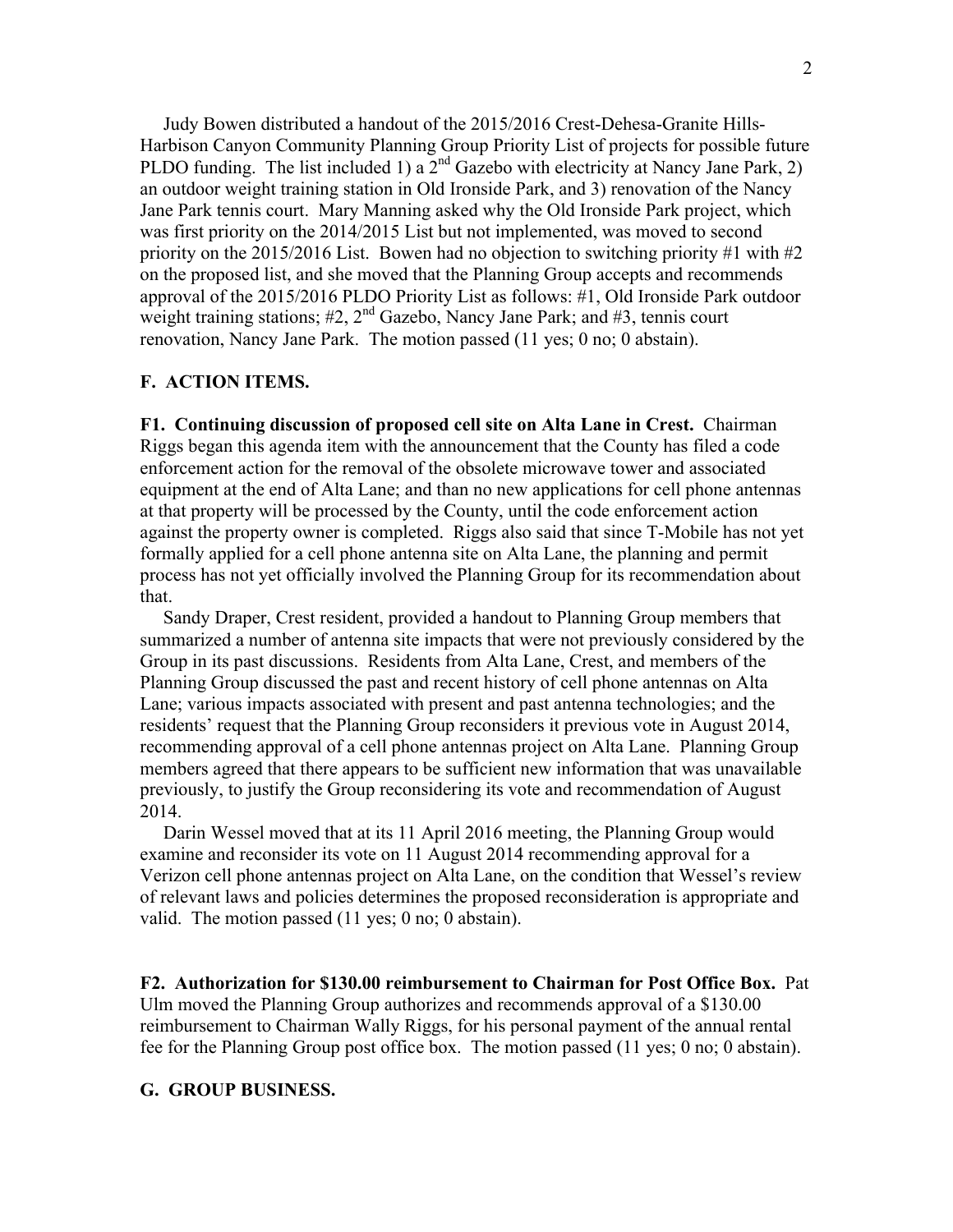Judy Bowen distributed a handout of the 2015/2016 Crest-Dehesa-Granite Hills-Harbison Canyon Community Planning Group Priority List of projects for possible future PLDO funding. The list included 1) a 2nd Gazebo with electricity at Nancy Jane Park, 2) an outdoor weight training station in Old Ironside Park, and 3) renovation of the Nancy Jane Park tennis court. Mary Manning asked why the Old Ironside Park project, which was first priority on the 2014/2015 List but not implemented, was moved to second priority on the 2015/2016 List. Bowen had no objection to switching priority #1 with #2 on the proposed list, and she moved that the Planning Group accepts and recommends approval of the 2015/2016 PLDO Priority List as follows: #1, Old Ironside Park outdoor weight training stations; #2, 2nd Gazebo, Nancy Jane Park; and #3, tennis court renovation, Nancy Jane Park. The motion passed (11 yes; 0 no; 0 abstain).

## F. ACTION ITEMS.

**F1. Continuing discussion of proposed cell site on Alta Lane in Crest.** Chairman Riggs began this agenda item with the announcement that the County has filed a code enforcement action for the removal of the obsolete microwave tower and associated equipment at the end of Alta Lane; and than no new applications for cell phone antennas at that property will be processed by the County, until the code enforcement action against the property owner is completed. Riggs also said that since T-Mobile has not yet formally applied for a cell phone antenna site on Alta Lane, the planning and permit process has not yet officially involved the Planning Group for its recommendation about that.

Sandy Draper, Crest resident, provided a handout to Planning Group members that summarized a number of antenna site impacts that were not previously considered by the Group in its past discussions. Residents from Alta Lane, Crest, and members of the Planning Group discussed the past and recent history of cell phone antennas on Alta Lane; various impacts associated with present and past antenna technologies; and the residents' request that the Planning Group reconsiders it previous vote in August 2014, recommending approval of a cell phone antennas project on Alta Lane. Planning Group members agreed that there appears to be sufficient new information that was unavailable previously, to justify the Group reconsidering its vote and recommendation of August 2014.

Darin Wessel moved that at its 11 April 2016 meeting, the Planning Group would examine and reconsider its vote on 11 August 2014 recommending approval for a Verizon cell phone antennas project on Alta Lane, on the condition that Wessel's review of relevant laws and policies determines the proposed reconsideration is appropriate and valid. The motion passed (11 yes; 0 no; 0 abstain).

**F2. Authorization for $130.00 reimbursement to Chairman for Post Office Box.** Pat Ulm moved the Planning Group authorizes and recommends approval of a $130.00 reimbursement to Chairman Wally Riggs, for his personal payment of the annual rental fee for the Planning Group post office box. The motion passed (11 yes; 0 no; 0 abstain).

## G. GROUP BUSINESS.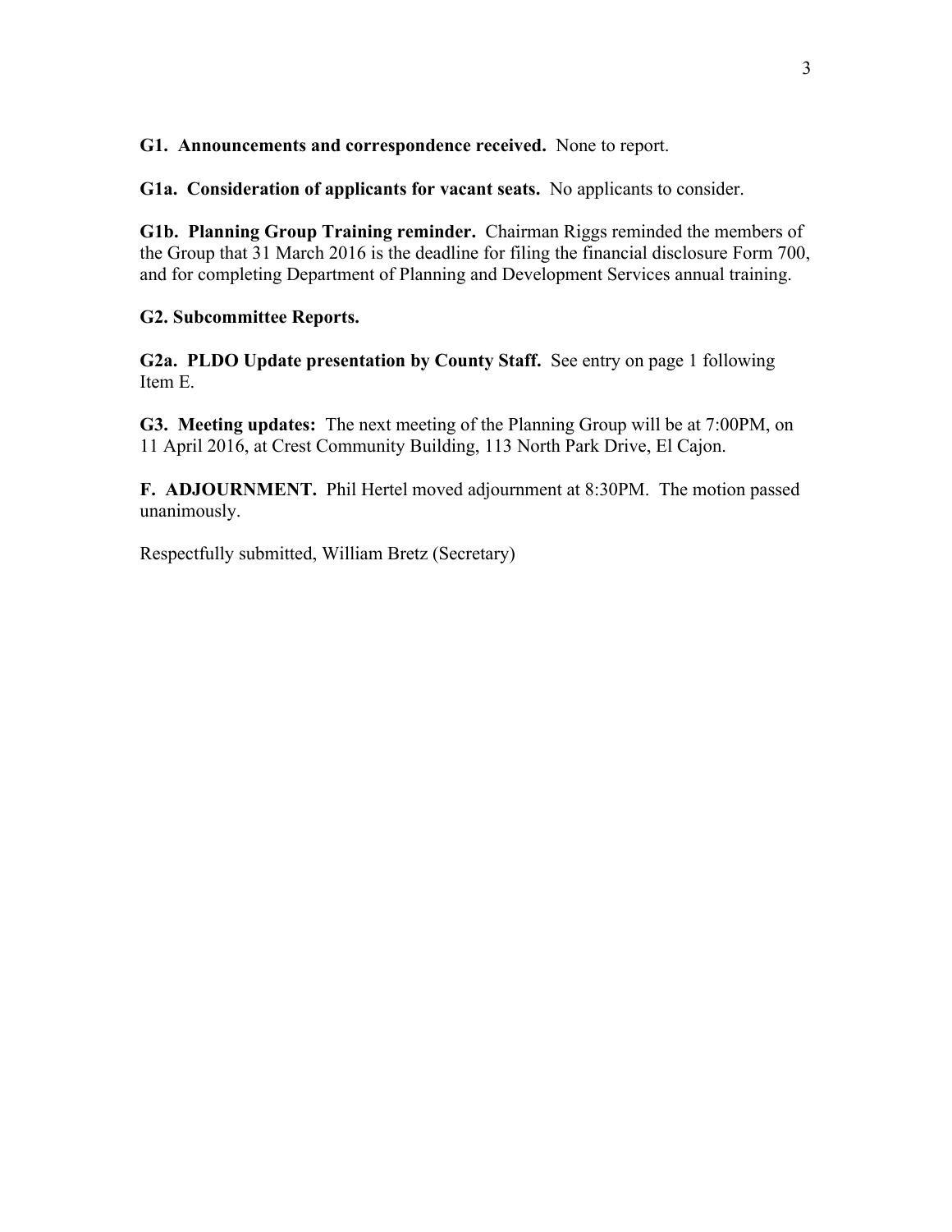**G1. Announcements and correspondence received.** None to report.

**G1a. Consideration of applicants for vacant seats.** No applicants to consider.

**G1b. Planning Group Training reminder.** Chairman Riggs reminded the members of the Group that 31 March 2016 is the deadline for filing the financial disclosure Form 700, and for completing Department of Planning and Development Services annual training.

**G2. Subcommittee Reports.**

**G2a. PLDO Update presentation by County Staff.** See entry on page 1 following Item E.

**G3. Meeting updates:** The next meeting of the Planning Group will be at 7:00PM, on 11 April 2016, at Crest Community Building, 113 North Park Drive, El Cajon.

**F. ADJOURNMENT.** Phil Hertel moved adjournment at 8:30PM. The motion passed unanimously.

Respectfully submitted, William Bretz (Secretary)